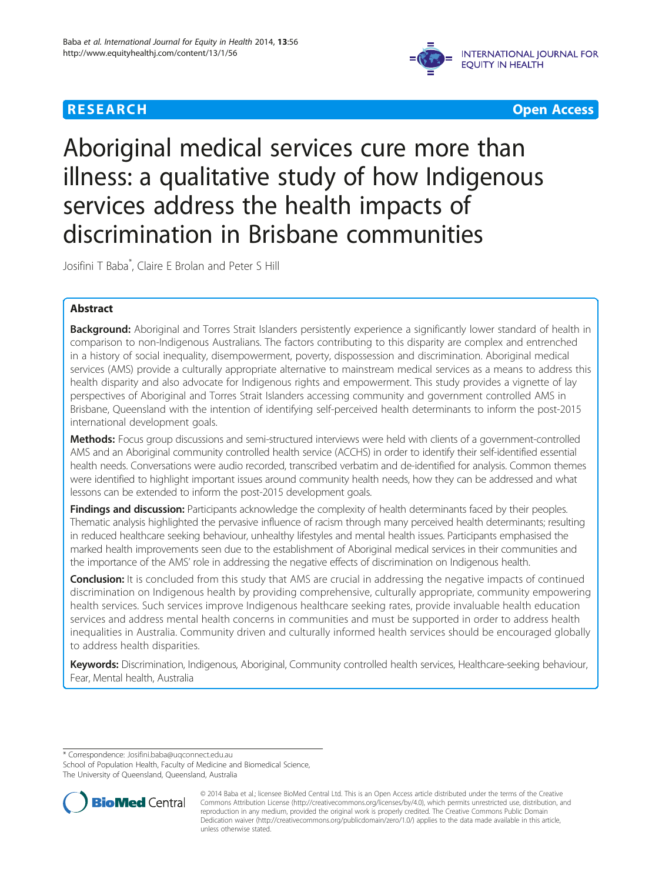**RESEARCH** **Open Access**

# Aboriginal medical services cure more than illness: a qualitative study of how Indigenous services address the health impacts of discrimination in Brisbane communities

Josifini T Baba*, Claire E Brolan and Peter S Hill

## Abstract

**Background:** Aboriginal and Torres Strait Islanders persistently experience a significantly lower standard of health in comparison to non-Indigenous Australians. The factors contributing to this disparity are complex and entrenched in a history of social inequality, disempowerment, poverty, dispossession and discrimination. Aboriginal medical services (AMS) provide a culturally appropriate alternative to mainstream medical services as a means to address this health disparity and also advocate for Indigenous rights and empowerment. This study provides a vignette of lay perspectives of Aboriginal and Torres Strait Islanders accessing community and government controlled AMS in Brisbane, Queensland with the intention of identifying self-perceived health determinants to inform the post-2015 international development goals.

**Methods:** Focus group discussions and semi-structured interviews were held with clients of a government-controlled AMS and an Aboriginal community controlled health service (ACCHS) in order to identify their self-identified essential health needs. Conversations were audio recorded, transcribed verbatim and de-identified for analysis. Common themes were identified to highlight important issues around community health needs, how they can be addressed and what lessons can be extended to inform the post-2015 development goals.

**Findings and discussion:** Participants acknowledge the complexity of health determinants faced by their peoples. Thematic analysis highlighted the pervasive influence of racism through many perceived health determinants; resulting in reduced healthcare seeking behaviour, unhealthy lifestyles and mental health issues. Participants emphasised the marked health improvements seen due to the establishment of Aboriginal medical services in their communities and the importance of the AMS' role in addressing the negative effects of discrimination on Indigenous health.

**Conclusion:** It is concluded from this study that AMS are crucial in addressing the negative impacts of continued discrimination on Indigenous health by providing comprehensive, culturally appropriate, community empowering health services. Such services improve Indigenous healthcare seeking rates, provide invaluable health education services and address mental health concerns in communities and must be supported in order to address health inequalities in Australia. Community driven and culturally informed health services should be encouraged globally to address health disparities.

**Keywords:** Discrimination, Indigenous, Aboriginal, Community controlled health services, Healthcare-seeking behaviour, Fear, Mental health, Australia

---

* Correspondence: Josifini.baba@uqconnect.edu.au
School of Population Health, Faculty of Medicine and Biomedical Science, The University of Queensland, Queensland, Australia

© 2014 Baba et al.; licensee BioMed Central Ltd. This is an Open Access article distributed under the terms of the Creative Commons Attribution License (http://creativecommons.org/licenses/by/4.0), which permits unrestricted use, distribution, and reproduction in any medium, provided the original work is properly credited. The Creative Commons Public Domain Dedication waiver (http://creativecommons.org/publicdomain/zero/1.0/) applies to the data made available in this article, unless otherwise stated.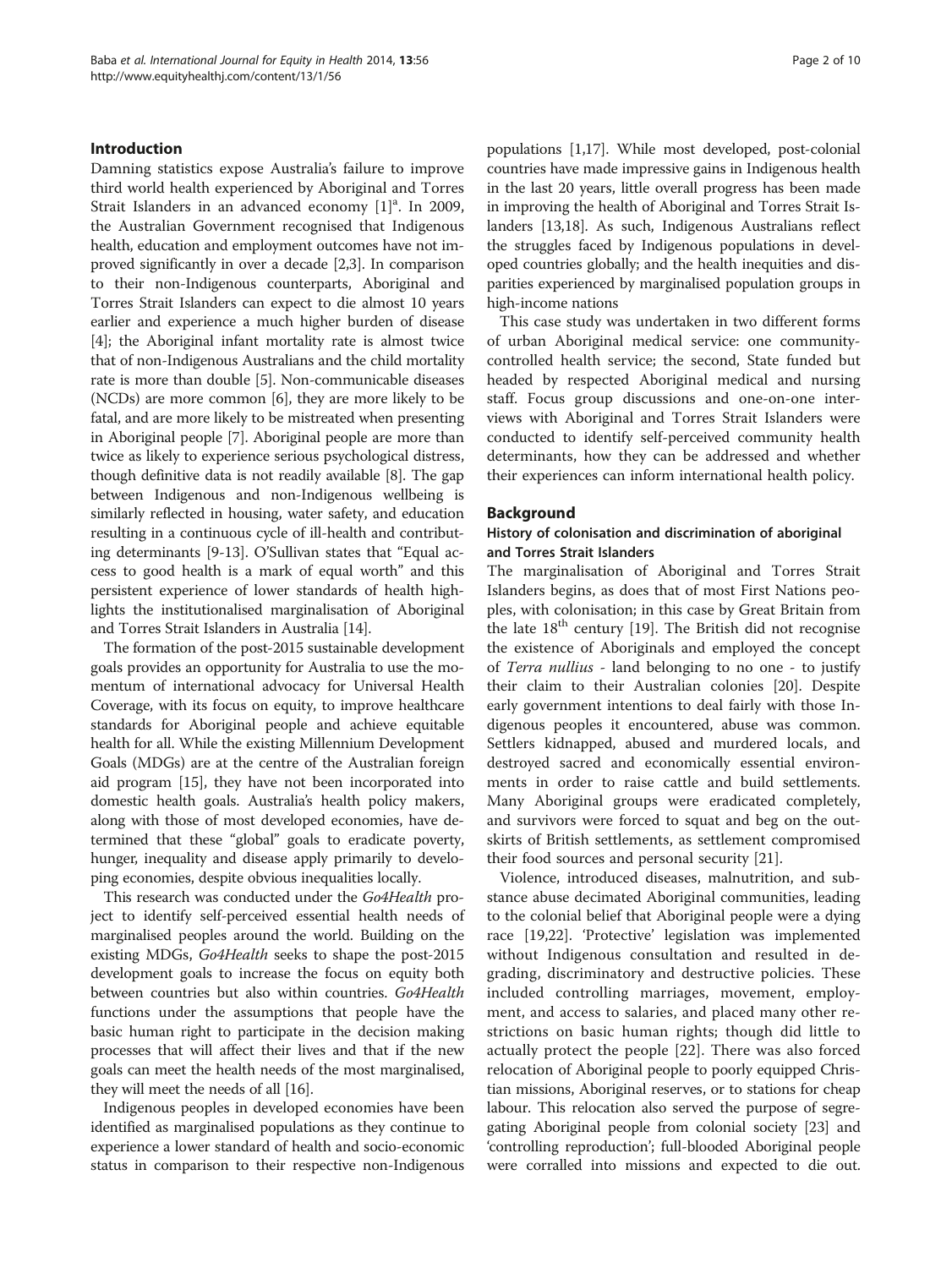## Introduction

Damning statistics expose Australia's failure to improve third world health experienced by Aboriginal and Torres Strait Islanders in an advanced economy [1][a]. In 2009, the Australian Government recognised that Indigenous health, education and employment outcomes have not improved significantly in over a decade [2,3]. In comparison to their non-Indigenous counterparts, Aboriginal and Torres Strait Islanders can expect to die almost 10 years earlier and experience a much higher burden of disease [4]; the Aboriginal infant mortality rate is almost twice that of non-Indigenous Australians and the child mortality rate is more than double [5]. Non-communicable diseases (NCDs) are more common [6], they are more likely to be fatal, and are more likely to be mistreated when presenting in Aboriginal people [7]. Aboriginal people are more than twice as likely to experience serious psychological distress, though definitive data is not readily available [8]. The gap between Indigenous and non-Indigenous wellbeing is similarly reflected in housing, water safety, and education resulting in a continuous cycle of ill-health and contributing determinants [9-13]. O'Sullivan states that "Equal access to good health is a mark of equal worth" and this persistent experience of lower standards of health highlights the institutionalised marginalisation of Aboriginal and Torres Strait Islanders in Australia [14].

The formation of the post-2015 sustainable development goals provides an opportunity for Australia to use the momentum of international advocacy for Universal Health Coverage, with its focus on equity, to improve healthcare standards for Aboriginal people and achieve equitable health for all. While the existing Millennium Development Goals (MDGs) are at the centre of the Australian foreign aid program [15], they have not been incorporated into domestic health goals. Australia's health policy makers, along with those of most developed economies, have determined that these "global" goals to eradicate poverty, hunger, inequality and disease apply primarily to developing economies, despite obvious inequalities locally.

This research was conducted under the *Go4Health* project to identify self-perceived essential health needs of marginalised peoples around the world. Building on the existing MDGs, *Go4Health* seeks to shape the post-2015 development goals to increase the focus on equity both between countries but also within countries. *Go4Health* functions under the assumptions that people have the basic human right to participate in the decision making processes that will affect their lives and that if the new goals can meet the health needs of the most marginalised, they will meet the needs of all [16].

Indigenous peoples in developed economies have been identified as marginalised populations as they continue to experience a lower standard of health and socio-economic status in comparison to their respective non-Indigenous populations [1,17]. While most developed, post-colonial countries have made impressive gains in Indigenous health in the last 20 years, little overall progress has been made in improving the health of Aboriginal and Torres Strait Islanders [13,18]. As such, Indigenous Australians reflect the struggles faced by Indigenous populations in developed countries globally; and the health inequities and disparities experienced by marginalised population groups in high-income nations

This case study was undertaken in two different forms of urban Aboriginal medical service: one community-controlled health service; the second, State funded but headed by respected Aboriginal medical and nursing staff. Focus group discussions and one-on-one interviews with Aboriginal and Torres Strait Islanders were conducted to identify self-perceived community health determinants, how they can be addressed and whether their experiences can inform international health policy.

## Background

### History of colonisation and discrimination of aboriginal and Torres Strait Islanders

The marginalisation of Aboriginal and Torres Strait Islanders begins, as does that of most First Nations peoples, with colonisation; in this case by Great Britain from the late 18th century [19]. The British did not recognise the existence of Aboriginals and employed the concept of *Terra nullius* - land belonging to no one - to justify their claim to their Australian colonies [20]. Despite early government intentions to deal fairly with those Indigenous peoples it encountered, abuse was common. Settlers kidnapped, abused and murdered locals, and destroyed sacred and economically essential environments in order to raise cattle and build settlements. Many Aboriginal groups were eradicated completely, and survivors were forced to squat and beg on the outskirts of British settlements, as settlement compromised their food sources and personal security [21].

Violence, introduced diseases, malnutrition, and substance abuse decimated Aboriginal communities, leading to the colonial belief that Aboriginal people were a dying race [19,22]. 'Protective' legislation was implemented without Indigenous consultation and resulted in degrading, discriminatory and destructive policies. These included controlling marriages, movement, employment, and access to salaries, and placed many other restrictions on basic human rights; though did little to actually protect the people [22]. There was also forced relocation of Aboriginal people to poorly equipped Christian missions, Aboriginal reserves, or to stations for cheap labour. This relocation also served the purpose of segregating Aboriginal people from colonial society [23] and 'controlling reproduction'; full-blooded Aboriginal people were corralled into missions and expected to die out.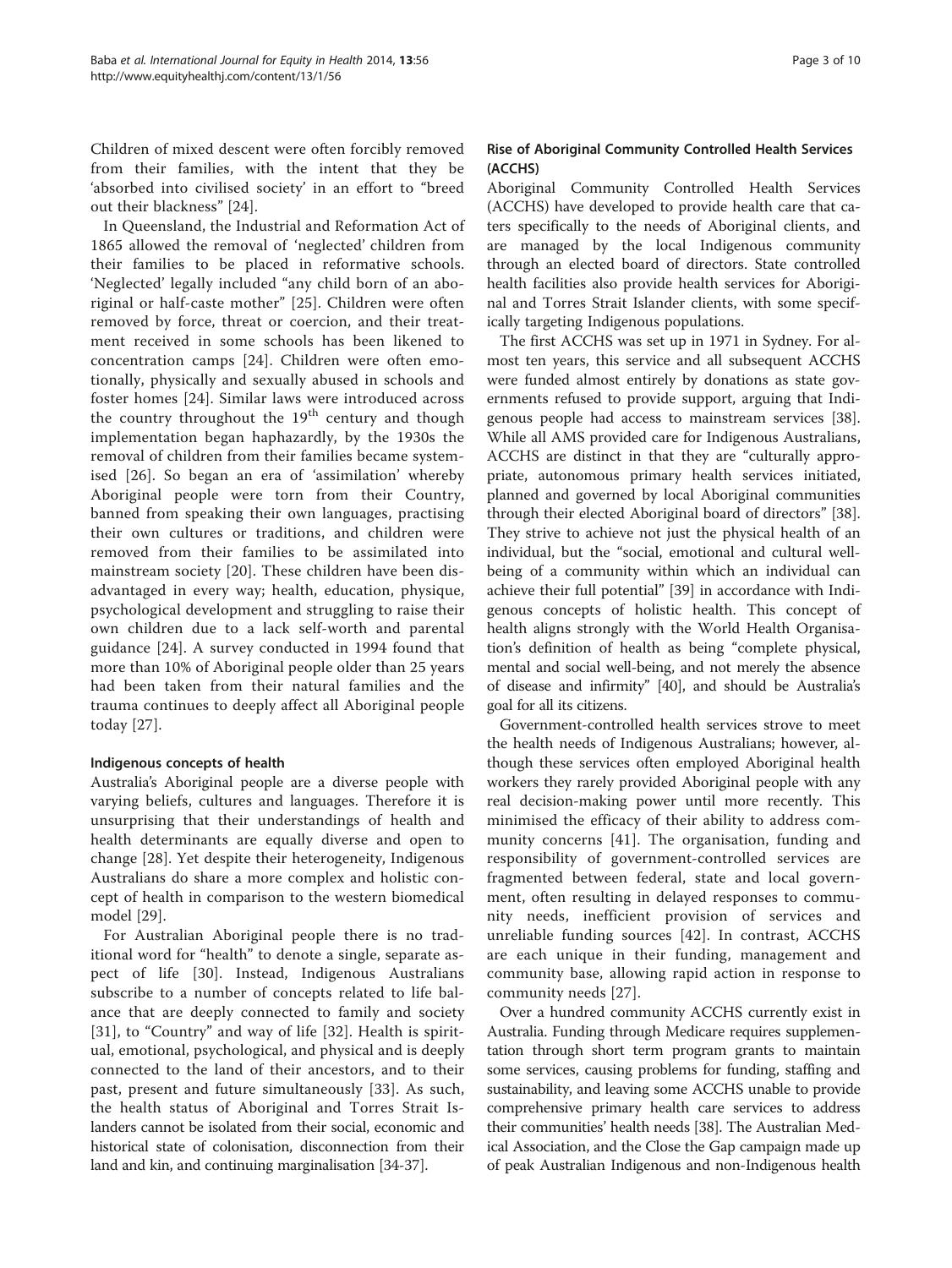Children of mixed descent were often forcibly removed from their families, with the intent that they be 'absorbed into civilised society' in an effort to "breed out their blackness" [24].

In Queensland, the Industrial and Reformation Act of 1865 allowed the removal of 'neglected' children from their families to be placed in reformative schools. 'Neglected' legally included "any child born of an aboriginal or half-caste mother" [25]. Children were often removed by force, threat or coercion, and their treatment received in some schools has been likened to concentration camps [24]. Children were often emotionally, physically and sexually abused in schools and foster homes [24]. Similar laws were introduced across the country throughout the 19th century and though implementation began haphazardly, by the 1930s the removal of children from their families became systemised [26]. So began an era of 'assimilation' whereby Aboriginal people were torn from their Country, banned from speaking their own languages, practising their own cultures or traditions, and children were removed from their families to be assimilated into mainstream society [20]. These children have been disadvantaged in every way; health, education, physique, psychological development and struggling to raise their own children due to a lack self-worth and parental guidance [24]. A survey conducted in 1994 found that more than 10% of Aboriginal people older than 25 years had been taken from their natural families and the trauma continues to deeply affect all Aboriginal people today [27].

### Indigenous concepts of health

Australia's Aboriginal people are a diverse people with varying beliefs, cultures and languages. Therefore it is unsurprising that their understandings of health and health determinants are equally diverse and open to change [28]. Yet despite their heterogeneity, Indigenous Australians do share a more complex and holistic concept of health in comparison to the western biomedical model [29].

For Australian Aboriginal people there is no traditional word for "health" to denote a single, separate aspect of life [30]. Instead, Indigenous Australians subscribe to a number of concepts related to life balance that are deeply connected to family and society [31], to "Country" and way of life [32]. Health is spiritual, emotional, psychological, and physical and is deeply connected to the land of their ancestors, and to their past, present and future simultaneously [33]. As such, the health status of Aboriginal and Torres Strait Islanders cannot be isolated from their social, economic and historical state of colonisation, disconnection from their land and kin, and continuing marginalisation [34-37].

### Rise of Aboriginal Community Controlled Health Services (ACCHS)

Aboriginal Community Controlled Health Services (ACCHS) have developed to provide health care that caters specifically to the needs of Aboriginal clients, and are managed by the local Indigenous community through an elected board of directors. State controlled health facilities also provide health services for Aboriginal and Torres Strait Islander clients, with some specifically targeting Indigenous populations.

The first ACCHS was set up in 1971 in Sydney. For almost ten years, this service and all subsequent ACCHS were funded almost entirely by donations as state governments refused to provide support, arguing that Indigenous people had access to mainstream services [38]. While all AMS provided care for Indigenous Australians, ACCHS are distinct in that they are "culturally appropriate, autonomous primary health services initiated, planned and governed by local Aboriginal communities through their elected Aboriginal board of directors" [38]. They strive to achieve not just the physical health of an individual, but the "social, emotional and cultural well-being of a community within which an individual can achieve their full potential" [39] in accordance with Indigenous concepts of holistic health. This concept of health aligns strongly with the World Health Organisation's definition of health as being "complete physical, mental and social well-being, and not merely the absence of disease and infirmity" [40], and should be Australia's goal for all its citizens.

Government-controlled health services strove to meet the health needs of Indigenous Australians; however, although these services often employed Aboriginal health workers they rarely provided Aboriginal people with any real decision-making power until more recently. This minimised the efficacy of their ability to address community concerns [41]. The organisation, funding and responsibility of government-controlled services are fragmented between federal, state and local government, often resulting in delayed responses to community needs, inefficient provision of services and unreliable funding sources [42]. In contrast, ACCHS are each unique in their funding, management and community base, allowing rapid action in response to community needs [27].

Over a hundred community ACCHS currently exist in Australia. Funding through Medicare requires supplementation through short term program grants to maintain some services, causing problems for funding, staffing and sustainability, and leaving some ACCHS unable to provide comprehensive primary health care services to address their communities' health needs [38]. The Australian Medical Association, and the Close the Gap campaign made up of peak Australian Indigenous and non-Indigenous health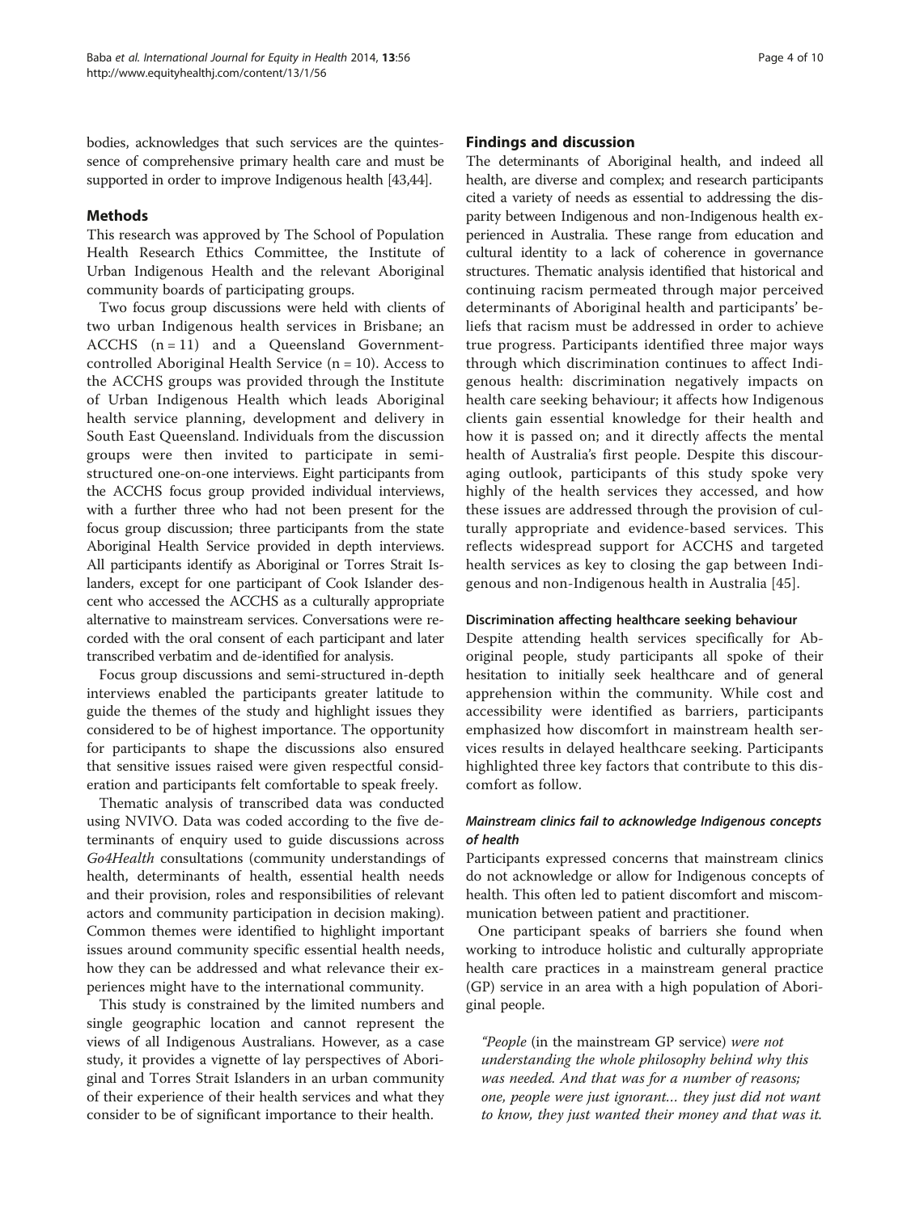bodies, acknowledges that such services are the quintessence of comprehensive primary health care and must be supported in order to improve Indigenous health [43,44].

## Methods

This research was approved by The School of Population Health Research Ethics Committee, the Institute of Urban Indigenous Health and the relevant Aboriginal community boards of participating groups.

Two focus group discussions were held with clients of two urban Indigenous health services in Brisbane; an ACCHS (n = 11) and a Queensland Government-controlled Aboriginal Health Service (n = 10). Access to the ACCHS groups was provided through the Institute of Urban Indigenous Health which leads Aboriginal health service planning, development and delivery in South East Queensland. Individuals from the discussion groups were then invited to participate in semi-structured one-on-one interviews. Eight participants from the ACCHS focus group provided individual interviews, with a further three who had not been present for the focus group discussion; three participants from the state Aboriginal Health Service provided in depth interviews. All participants identify as Aboriginal or Torres Strait Islanders, except for one participant of Cook Islander descent who accessed the ACCHS as a culturally appropriate alternative to mainstream services. Conversations were recorded with the oral consent of each participant and later transcribed verbatim and de-identified for analysis.

Focus group discussions and semi-structured in-depth interviews enabled the participants greater latitude to guide the themes of the study and highlight issues they considered to be of highest importance. The opportunity for participants to shape the discussions also ensured that sensitive issues raised were given respectful consideration and participants felt comfortable to speak freely.

Thematic analysis of transcribed data was conducted using NVIVO. Data was coded according to the five determinants of enquiry used to guide discussions across *Go4Health* consultations (community understandings of health, determinants of health, essential health needs and their provision, roles and responsibilities of relevant actors and community participation in decision making). Common themes were identified to highlight important issues around community specific essential health needs, how they can be addressed and what relevance their experiences might have to the international community.

This study is constrained by the limited numbers and single geographic location and cannot represent the views of all Indigenous Australians. However, as a case study, it provides a vignette of lay perspectives of Aboriginal and Torres Strait Islanders in an urban community of their experience of their health services and what they consider to be of significant importance to their health.

## Findings and discussion

The determinants of Aboriginal health, and indeed all health, are diverse and complex; and research participants cited a variety of needs as essential to addressing the disparity between Indigenous and non-Indigenous health experienced in Australia. These range from education and cultural identity to a lack of coherence in governance structures. Thematic analysis identified that historical and continuing racism permeated through major perceived determinants of Aboriginal health and participants' beliefs that racism must be addressed in order to achieve true progress. Participants identified three major ways through which discrimination continues to affect Indigenous health: discrimination negatively impacts on health care seeking behaviour; it affects how Indigenous clients gain essential knowledge for their health and how it is passed on; and it directly affects the mental health of Australia's first people. Despite this discouraging outlook, participants of this study spoke very highly of the health services they accessed, and how these issues are addressed through the provision of culturally appropriate and evidence-based services. This reflects widespread support for ACCHS and targeted health services as key to closing the gap between Indigenous and non-Indigenous health in Australia [45].

### Discrimination affecting healthcare seeking behaviour

Despite attending health services specifically for Aboriginal people, study participants all spoke of their hesitation to initially seek healthcare and of general apprehension within the community. While cost and accessibility were identified as barriers, participants emphasized how discomfort in mainstream health services results in delayed healthcare seeking. Participants highlighted three key factors that contribute to this discomfort as follow.

#### *Mainstream clinics fail to acknowledge Indigenous concepts of health*

Participants expressed concerns that mainstream clinics do not acknowledge or allow for Indigenous concepts of health. This often led to patient discomfort and miscommunication between patient and practitioner.

One participant speaks of barriers she found when working to introduce holistic and culturally appropriate health care practices in a mainstream general practice (GP) service in an area with a high population of Aboriginal people.

> *"People* (in the mainstream GP service) *were not understanding the whole philosophy behind why this was needed. And that was for a number of reasons; one, people were just ignorant… they just did not want to know, they just wanted their money and that was it.*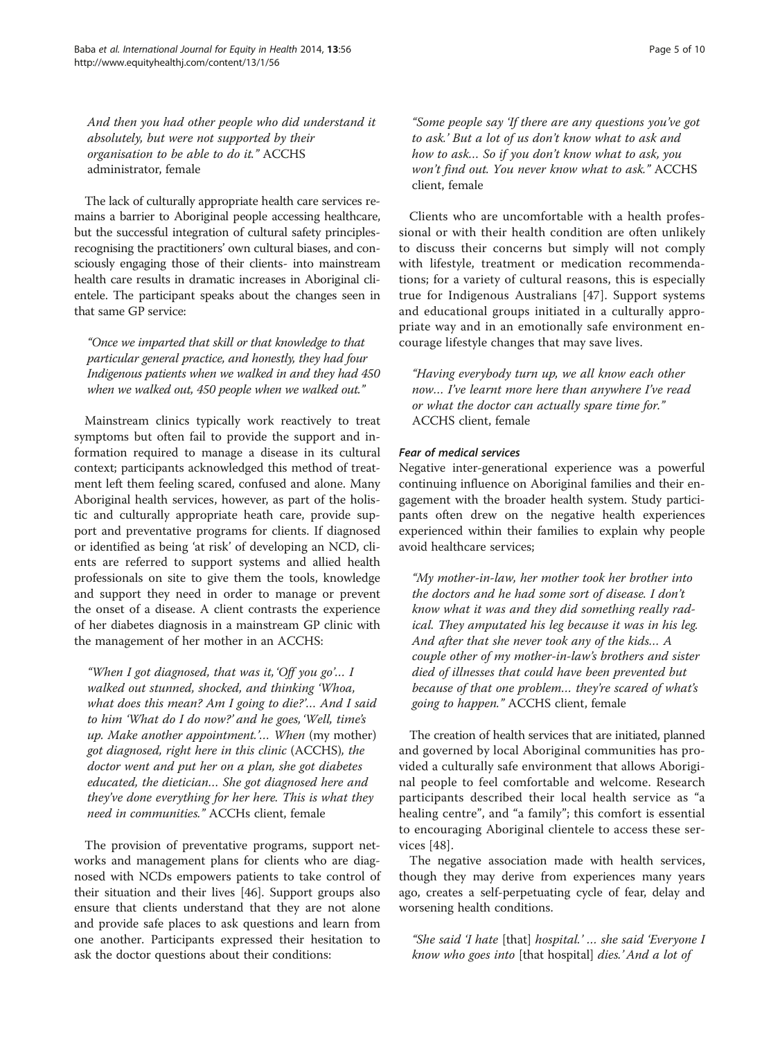*And then you had other people who did understand it absolutely, but were not supported by their organisation to be able to do it."* ACCHS administrator, female

The lack of culturally appropriate health care services remains a barrier to Aboriginal people accessing healthcare, but the successful integration of cultural safety principles-recognising the practitioners' own cultural biases, and consciously engaging those of their clients- into mainstream health care results in dramatic increases in Aboriginal clientele. The participant speaks about the changes seen in that same GP service:

*"Once we imparted that skill or that knowledge to that particular general practice, and honestly, they had four Indigenous patients when we walked in and they had 450 when we walked out, 450 people when we walked out."*

Mainstream clinics typically work reactively to treat symptoms but often fail to provide the support and information required to manage a disease in its cultural context; participants acknowledged this method of treatment left them feeling scared, confused and alone. Many Aboriginal health services, however, as part of the holistic and culturally appropriate heath care, provide support and preventative programs for clients. If diagnosed or identified as being 'at risk' of developing an NCD, clients are referred to support systems and allied health professionals on site to give them the tools, knowledge and support they need in order to manage or prevent the onset of a disease. A client contrasts the experience of her diabetes diagnosis in a mainstream GP clinic with the management of her mother in an ACCHS:

*"When I got diagnosed, that was it, 'Off you go'... I walked out stunned, shocked, and thinking 'Whoa, what does this mean? Am I going to die?'... And I said to him 'What do I do now?' and he goes, 'Well, time's up. Make another appointment.'... When* (my mother) *got diagnosed, right here in this clinic* (ACCHS), *the doctor went and put her on a plan, she got diabetes educated, the dietician... She got diagnosed here and they've done everything for her here. This is what they need in communities."* ACCHs client, female

The provision of preventative programs, support networks and management plans for clients who are diagnosed with NCDs empowers patients to take control of their situation and their lives [46]. Support groups also ensure that clients understand that they are not alone and provide safe places to ask questions and learn from one another. Participants expressed their hesitation to ask the doctor questions about their conditions:

*"Some people say 'If there are any questions you've got to ask.' But a lot of us don't know what to ask and how to ask... So if you don't know what to ask, you won't find out. You never know what to ask."* ACCHS client, female

Clients who are uncomfortable with a health professional or with their health condition are often unlikely to discuss their concerns but simply will not comply with lifestyle, treatment or medication recommendations; for a variety of cultural reasons, this is especially true for Indigenous Australians [47]. Support systems and educational groups initiated in a culturally appropriate way and in an emotionally safe environment encourage lifestyle changes that may save lives.

*"Having everybody turn up, we all know each other now... I've learnt more here than anywhere I've read or what the doctor can actually spare time for."* ACCHS client, female

#### *Fear of medical services*

Negative inter-generational experience was a powerful continuing influence on Aboriginal families and their engagement with the broader health system. Study participants often drew on the negative health experiences experienced within their families to explain why people avoid healthcare services;

*"My mother-in-law, her mother took her brother into the doctors and he had some sort of disease. I don't know what it was and they did something really radical. They amputated his leg because it was in his leg. And after that she never took any of the kids... A couple other of my mother-in-law's brothers and sister died of illnesses that could have been prevented but because of that one problem... they're scared of what's going to happen."* ACCHS client, female

The creation of health services that are initiated, planned and governed by local Aboriginal communities has provided a culturally safe environment that allows Aboriginal people to feel comfortable and welcome. Research participants described their local health service as "a healing centre", and "a family"; this comfort is essential to encouraging Aboriginal clientele to access these services [48].

The negative association made with health services, though they may derive from experiences many years ago, creates a self-perpetuating cycle of fear, delay and worsening health conditions.

*"She said 'I hate* [that] *hospital.' ... she said 'Everyone I know who goes into* [that hospital] *dies.' And a lot of*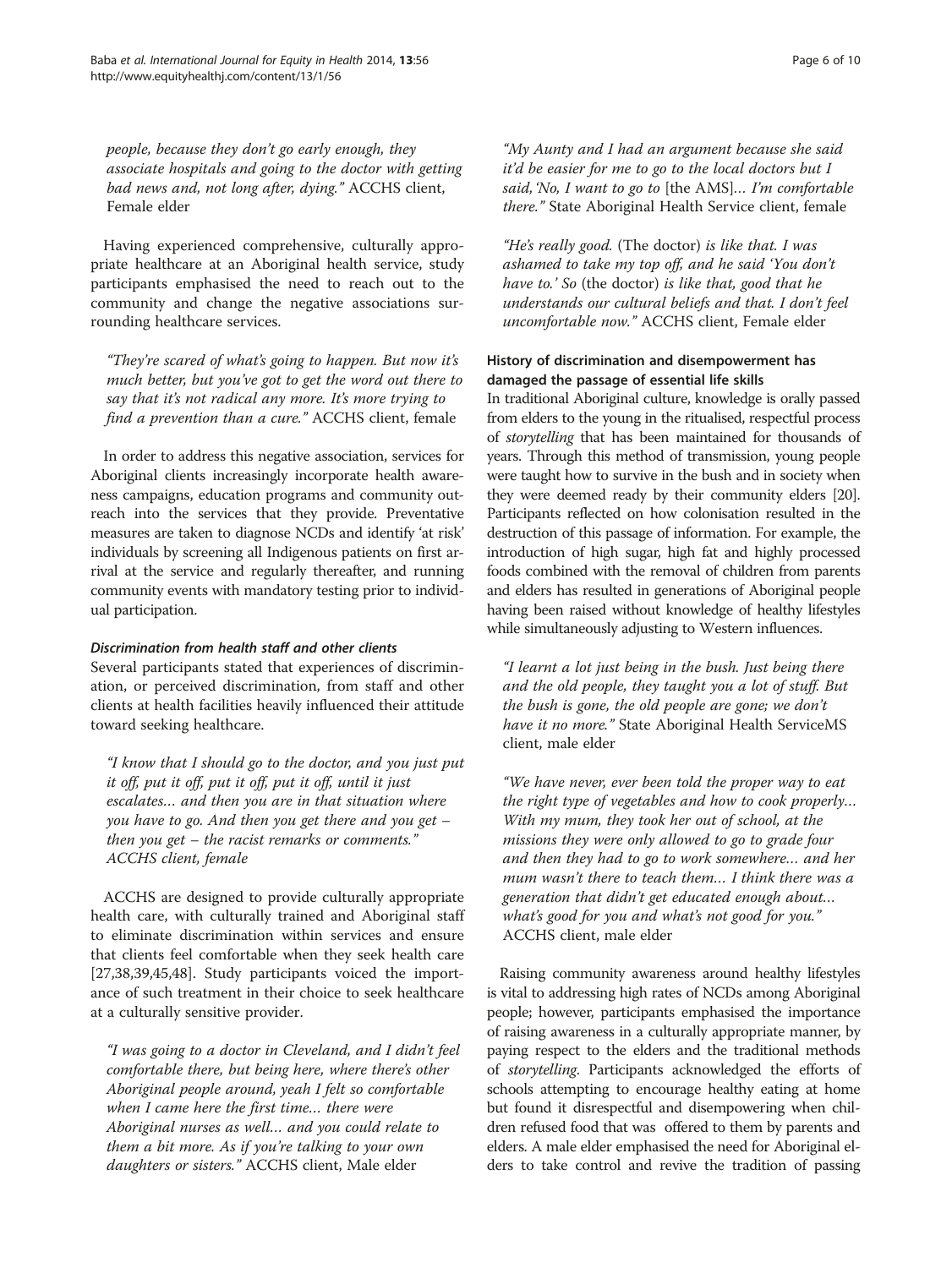people, because they don't go early enough, they associate hospitals and going to the doctor with getting bad news and, not long after, dying." ACCHS client, Female elder

Having experienced comprehensive, culturally appropriate healthcare at an Aboriginal health service, study participants emphasised the need to reach out to the community and change the negative associations surrounding healthcare services.

> *"They're scared of what's going to happen. But now it's much better, but you've got to get the word out there to say that it's not radical any more. It's more trying to find a prevention than a cure."* ACCHS client, female

In order to address this negative association, services for Aboriginal clients increasingly incorporate health awareness campaigns, education programs and community outreach into the services that they provide. Preventative measures are taken to diagnose NCDs and identify 'at risk' individuals by screening all Indigenous patients on first arrival at the service and regularly thereafter, and running community events with mandatory testing prior to individual participation.

#### *Discrimination from health staff and other clients*

Several participants stated that experiences of discrimination, or perceived discrimination, from staff and other clients at health facilities heavily influenced their attitude toward seeking healthcare.

> *"I know that I should go to the doctor, and you just put it off, put it off, put it off, put it off, until it just escalates… and then you are in that situation where you have to go. And then you get there and you get – then you get – the racist remarks or comments."* ACCHS client, female

ACCHS are designed to provide culturally appropriate health care, with culturally trained and Aboriginal staff to eliminate discrimination within services and ensure that clients feel comfortable when they seek health care [27,38,39,45,48]. Study participants voiced the importance of such treatment in their choice to seek healthcare at a culturally sensitive provider.

> *"I was going to a doctor in Cleveland, and I didn't feel comfortable there, but being here, where there's other Aboriginal people around, yeah I felt so comfortable when I came here the first time… there were Aboriginal nurses as well… and you could relate to them a bit more. As if you're talking to your own daughters or sisters."* ACCHS client, Male elder

> *"My Aunty and I had an argument because she said it'd be easier for me to go to the local doctors but I said, 'No, I want to go to* [the AMS]*… I'm comfortable there."* State Aboriginal Health Service client, female

> *"He's really good.* (The doctor) *is like that. I was ashamed to take my top off, and he said 'You don't have to.' So* (the doctor) *is like that, good that he understands our cultural beliefs and that. I don't feel uncomfortable now."* ACCHS client, Female elder

### History of discrimination and disempowerment has damaged the passage of essential life skills

In traditional Aboriginal culture, knowledge is orally passed from elders to the young in the ritualised, respectful process of *storytelling* that has been maintained for thousands of years. Through this method of transmission, young people were taught how to survive in the bush and in society when they were deemed ready by their community elders [20]. Participants reflected on how colonisation resulted in the destruction of this passage of information. For example, the introduction of high sugar, high fat and highly processed foods combined with the removal of children from parents and elders has resulted in generations of Aboriginal people having been raised without knowledge of healthy lifestyles while simultaneously adjusting to Western influences.

> *"I learnt a lot just being in the bush. Just being there and the old people, they taught you a lot of stuff. But the bush is gone, the old people are gone; we don't have it no more."* State Aboriginal Health ServiceMS client, male elder

> *"We have never, ever been told the proper way to eat the right type of vegetables and how to cook properly… With my mum, they took her out of school, at the missions they were only allowed to go to grade four and then they had to go to work somewhere… and her mum wasn't there to teach them… I think there was a generation that didn't get educated enough about… what's good for you and what's not good for you."* ACCHS client, male elder

Raising community awareness around healthy lifestyles is vital to addressing high rates of NCDs among Aboriginal people; however, participants emphasised the importance of raising awareness in a culturally appropriate manner, by paying respect to the elders and the traditional methods of *storytelling*. Participants acknowledged the efforts of schools attempting to encourage healthy eating at home but found it disrespectful and disempowering when children refused food that was offered to them by parents and elders. A male elder emphasised the need for Aboriginal elders to take control and revive the tradition of passing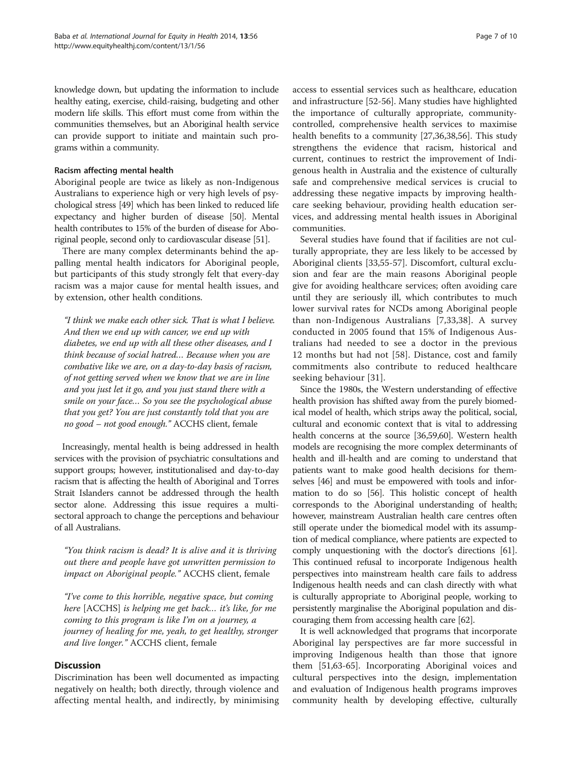knowledge down, but updating the information to include healthy eating, exercise, child-raising, budgeting and other modern life skills. This effort must come from within the communities themselves, but an Aboriginal health service can provide support to initiate and maintain such programs within a community.

### Racism affecting mental health

Aboriginal people are twice as likely as non-Indigenous Australians to experience high or very high levels of psychological stress [49] which has been linked to reduced life expectancy and higher burden of disease [50]. Mental health contributes to 15% of the burden of disease for Aboriginal people, second only to cardiovascular disease [51].

There are many complex determinants behind the appalling mental health indicators for Aboriginal people, but participants of this study strongly felt that every-day racism was a major cause for mental health issues, and by extension, other health conditions.

> *"I think we make each other sick. That is what I believe. And then we end up with cancer, we end up with diabetes, we end up with all these other diseases, and I think because of social hatred… Because when you are combative like we are, on a day-to-day basis of racism, of not getting served when we know that we are in line and you just let it go, and you just stand there with a smile on your face… So you see the psychological abuse that you get? You are just constantly told that you are no good – not good enough."* ACCHS client, female

Increasingly, mental health is being addressed in health services with the provision of psychiatric consultations and support groups; however, institutionalised and day-to-day racism that is affecting the health of Aboriginal and Torres Strait Islanders cannot be addressed through the health sector alone. Addressing this issue requires a multi-sectoral approach to change the perceptions and behaviour of all Australians.

> *"You think racism is dead? It is alive and it is thriving out there and people have got unwritten permission to impact on Aboriginal people."* ACCHS client, female

> *"I've come to this horrible, negative space, but coming here* [ACCHS] *is helping me get back… it's like, for me coming to this program is like I'm on a journey, a journey of healing for me, yeah, to get healthy, stronger and live longer."* ACCHS client, female

## Discussion

Discrimination has been well documented as impacting negatively on health; both directly, through violence and affecting mental health, and indirectly, by minimising access to essential services such as healthcare, education and infrastructure [52-56]. Many studies have highlighted the importance of culturally appropriate, community-controlled, comprehensive health services to maximise health benefits to a community [27,36,38,56]. This study strengthens the evidence that racism, historical and current, continues to restrict the improvement of Indigenous health in Australia and the existence of culturally safe and comprehensive medical services is crucial to addressing these negative impacts by improving healthcare seeking behaviour, providing health education services, and addressing mental health issues in Aboriginal communities.

Several studies have found that if facilities are not culturally appropriate, they are less likely to be accessed by Aboriginal clients [33,55-57]. Discomfort, cultural exclusion and fear are the main reasons Aboriginal people give for avoiding healthcare services; often avoiding care until they are seriously ill, which contributes to much lower survival rates for NCDs among Aboriginal people than non-Indigenous Australians [7,33,38]. A survey conducted in 2005 found that 15% of Indigenous Australians had needed to see a doctor in the previous 12 months but had not [58]. Distance, cost and family commitments also contribute to reduced healthcare seeking behaviour [31].

Since the 1980s, the Western understanding of effective health provision has shifted away from the purely biomedical model of health, which strips away the political, social, cultural and economic context that is vital to addressing health concerns at the source [36,59,60]. Western health models are recognising the more complex determinants of health and ill-health and are coming to understand that patients want to make good health decisions for themselves [46] and must be empowered with tools and information to do so [56]. This holistic concept of health corresponds to the Aboriginal understanding of health; however, mainstream Australian health care centres often still operate under the biomedical model with its assumption of medical compliance, where patients are expected to comply unquestioning with the doctor's directions [61]. This continued refusal to incorporate Indigenous health perspectives into mainstream health care fails to address Indigenous health needs and can clash directly with what is culturally appropriate to Aboriginal people, working to persistently marginalise the Aboriginal population and discouraging them from accessing health care [62].

It is well acknowledged that programs that incorporate Aboriginal lay perspectives are far more successful in improving Indigenous health than those that ignore them [51,63-65]. Incorporating Aboriginal voices and cultural perspectives into the design, implementation and evaluation of Indigenous health programs improves community health by developing effective, culturally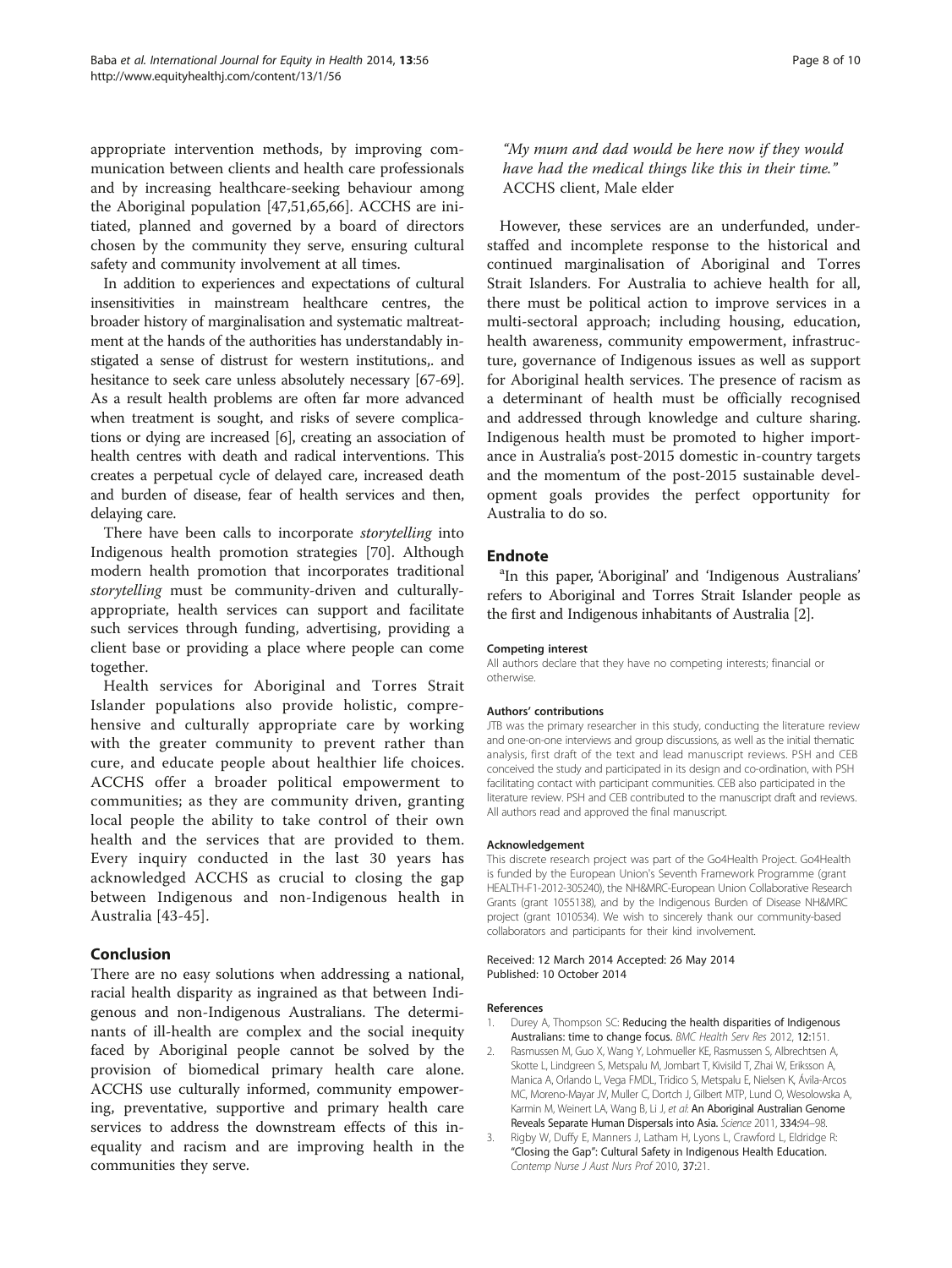appropriate intervention methods, by improving communication between clients and health care professionals and by increasing healthcare-seeking behaviour among the Aboriginal population [47,51,65,66]. ACCHS are initiated, planned and governed by a board of directors chosen by the community they serve, ensuring cultural safety and community involvement at all times.

In addition to experiences and expectations of cultural insensitivities in mainstream healthcare centres, the broader history of marginalisation and systematic maltreatment at the hands of the authorities has understandably instigated a sense of distrust for western institutions,. and hesitance to seek care unless absolutely necessary [67-69]. As a result health problems are often far more advanced when treatment is sought, and risks of severe complications or dying are increased [6], creating an association of health centres with death and radical interventions. This creates a perpetual cycle of delayed care, increased death and burden of disease, fear of health services and then, delaying care.

There have been calls to incorporate *storytelling* into Indigenous health promotion strategies [70]. Although modern health promotion that incorporates traditional *storytelling* must be community-driven and culturally-appropriate, health services can support and facilitate such services through funding, advertising, providing a client base or providing a place where people can come together.

Health services for Aboriginal and Torres Strait Islander populations also provide holistic, comprehensive and culturally appropriate care by working with the greater community to prevent rather than cure, and educate people about healthier life choices. ACCHS offer a broader political empowerment to communities; as they are community driven, granting local people the ability to take control of their own health and the services that are provided to them. Every inquiry conducted in the last 30 years has acknowledged ACCHS as crucial to closing the gap between Indigenous and non-Indigenous health in Australia [43-45].

## Conclusion

There are no easy solutions when addressing a national, racial health disparity as ingrained as that between Indigenous and non-Indigenous Australians. The determinants of ill-health are complex and the social inequity faced by Aboriginal people cannot be solved by the provision of biomedical primary health care alone. ACCHS use culturally informed, community empowering, preventative, supportive and primary health care services to address the downstream effects of this inequality and racism and are improving health in the communities they serve.

> *"My mum and dad would be here now if they would have had the medical things like this in their time."*
> ACCHS client, Male elder

However, these services are an underfunded, understaffed and incomplete response to the historical and continued marginalisation of Aboriginal and Torres Strait Islanders. For Australia to achieve health for all, there must be political action to improve services in a multi-sectoral approach; including housing, education, health awareness, community empowerment, infrastructure, governance of Indigenous issues as well as support for Aboriginal health services. The presence of racism as a determinant of health must be officially recognised and addressed through knowledge and culture sharing. Indigenous health must be promoted to higher importance in Australia's post-2015 domestic in-country targets and the momentum of the post-2015 sustainable development goals provides the perfect opportunity for Australia to do so.

## Endnote

[a]In this paper, 'Aboriginal' and 'Indigenous Australians' refers to Aboriginal and Torres Strait Islander people as the first and Indigenous inhabitants of Australia [2].

#### Competing interest

All authors declare that they have no competing interests; financial or otherwise.

#### Authors' contributions

JTB was the primary researcher in this study, conducting the literature review and one-on-one interviews and group discussions, as well as the initial thematic analysis, first draft of the text and lead manuscript reviews. PSH and CEB conceived the study and participated in its design and co-ordination, with PSH facilitating contact with participant communities. CEB also participated in the literature review. PSH and CEB contributed to the manuscript draft and reviews. All authors read and approved the final manuscript.

#### Acknowledgement

This discrete research project was part of the Go4Health Project. Go4Health is funded by the European Union's Seventh Framework Programme (grant HEALTH-F1-2012-305240), the NH&MRC-European Union Collaborative Research Grants (grant 1055138), and by the Indigenous Burden of Disease NH&MRC project (grant 1010534). We wish to sincerely thank our community-based collaborators and participants for their kind involvement.

Received: 12 March 2014 Accepted: 26 May 2014
Published: 10 October 2014

#### References

1. Durey A, Thompson SC: **Reducing the health disparities of Indigenous Australians: time to change focus.** *BMC Health Serv Res* 2012, **12:**151.
2. Rasmussen M, Guo X, Wang Y, Lohmueller KE, Rasmussen S, Albrechtsen A, Skotte L, Lindgreen S, Metspalu M, Jombart T, Kivisild T, Zhai W, Eriksson A, Manica A, Orlando L, Vega FMDL, Tridico S, Metspalu E, Nielsen K, Ávila-Arcos MC, Moreno-Mayar JV, Muller C, Dortch J, Gilbert MTP, Lund O, Wesolowska A, Karmin M, Weinert LA, Wang B, Li J, *et al*: **An Aboriginal Australian Genome Reveals Separate Human Dispersals into Asia.** *Science* 2011, **334:**94–98.
3. Rigby W, Duffy E, Manners J, Latham H, Lyons L, Crawford L, Eldridge R: **"Closing the Gap": Cultural Safety in Indigenous Health Education.** *Contemp Nurse J Aust Nurs Prof* 2010, **37:**21.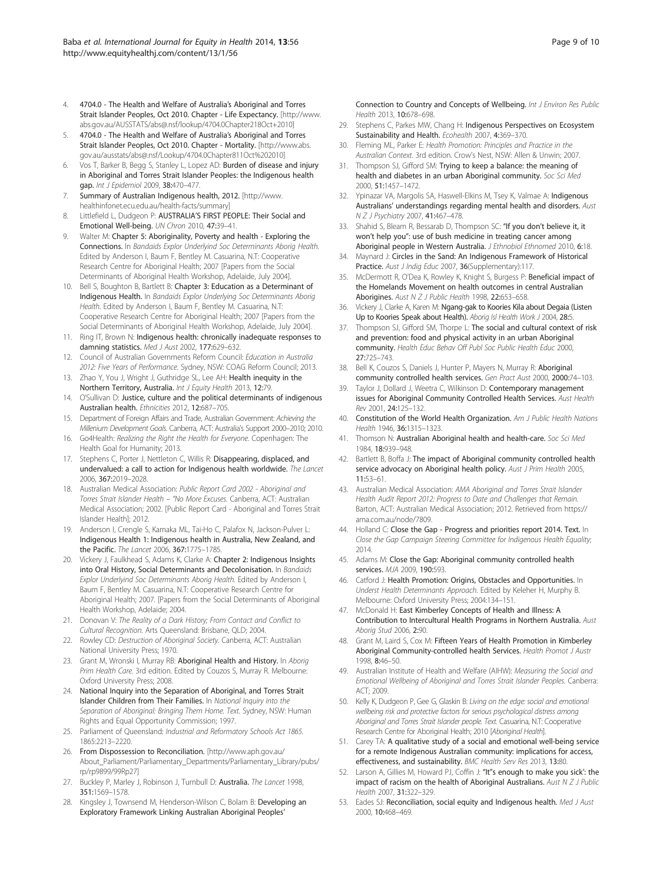4. 4704.0 - The Health and Welfare of Australia's Aboriginal and Torres Strait Islander Peoples, Oct 2010. Chapter - Life Expectancy. [http://www.abs.gov.au/AUSSTATS/abs@.nsf/lookup/4704.0Chapter218Oct+2010]
5. 4704.0 - The Health and Welfare of Australia's Aboriginal and Torres Strait Islander Peoples, Oct 2010. Chapter - Mortality. [http://www.abs.gov.au/ausstats/abs@.nsf/Lookup/4704.0Chapter811Oct%202010]
6. Vos T, Barker B, Begg S, Stanley L, Lopez AD: Burden of disease and injury in Aboriginal and Torres Strait Islander Peoples: the Indigenous health gap. *Int J Epidemiol* 2009, **38**:470–477.
7. Summary of Australian Indigenous health, 2012. [http://www.healthinfonet.ecu.edu.au/health-facts/summary]
8. Littlefield L, Dudgeon P: AUSTRALIA'S FIRST PEOPLE: Their Social and Emotional Well-being. *UN Chron* 2010, **47**:39–41.
9. Walter M: Chapter 5: Aboriginality, Poverty and health - Exploring the Connections. In *Bandaids Explor Underlyind Soc Determinants Aborig Health*. Edited by Anderson I, Baum F, Bentley M. Casuarina, N.T: Cooperative Research Centre for Aboriginal Health; 2007 [Papers from the Social Determinants of Aboriginal Health Workshop, Adelaide, July 2004].
10. Bell S, Boughton B, Bartlett B: Chapter 3: Education as a Determinant of Indigenous Health. In *Bandaids Explor Underlying Soc Determinants Aborig Health*. Edited by Anderson I, Baum F, Bentley M. Casuarina, N.T: Cooperative Research Centre for Aboriginal Health; 2007 [Papers from the Social Determinants of Aboriginal Health Workshop, Adelaide, July 2004].
11. Ring IT, Brown N: Indigenous health: chronically inadequate responses to damning statistics. *Med J Aust* 2002, **177**:629–632.
12. Council of Australian Governments Reform Council: *Education in Australia 2012: Five Years of Performance*. Sydney, NSW: COAG Reform Council; 2013.
13. Zhao Y, You J, Wright J, Guthridge SL, Lee AH: Health inequity in the Northern Territory, Australia. *Int J Equity Health* 2013, **12**:79.
14. O'Sullivan D: Justice, culture and the political determinants of indigenous Australian health. *Ethnicities* 2012, **12**:687–705.
15. Department of Foreign Affairs and Trade, Australian Government: *Achieving the Millenium Development Goals*. Canberra, ACT: Australia's Support 2000–2010; 2010.
16. Go4Health: *Realizing the Right the Health for Everyone*. Copenhagen: The Health Goal for Humanity; 2013.
17. Stephens C, Porter J, Nettleton C, Willis R: Disappearing, displaced, and undervalued: a call to action for Indigenous health worldwide. *The Lancet* 2006, **367**:2019–2028.
18. Australian Medical Association: *Public Report Card 2002 - Aboriginal and Torres Strait Islander Health – "No More Excuses*. Canberra, ACT: Australian Medical Association; 2002. [Public Report Card - Aboriginal and Torres Strait Islander Health]; 2012.
19. Anderson I, Crengle S, Kamaka ML, Tai-Ho C, Palafox N, Jackson-Pulver L: Indigenous Health 1: Indigenous health in Australia, New Zealand, and the Pacific. *The Lancet* 2006, **367**:1775–1785.
20. Vickery J, Faulkhead S, Adams K, Clarke A: Chapter 2: Indigenous Insights into Oral History, Social Determinants and Decolonisation. In *Bandaids Explor Underlyind Soc Determinants Aborig Health*. Edited by Anderson I, Baum F, Bentley M. Casuarina, N.T: Cooperative Research Centre for Aboriginal Health; 2007. [Papers from the Social Determinants of Aboriginal Health Workshop, Adelaide; 2004.
21. Donovan V: *The Reality of a Dark History; From Contact and Conflict to Cultural Recognition*. Arts Queensland: Brisbane, QLD; 2004.
22. Rowley CD: *Destruction of Aboriginal Society*. Canberra, ACT: Australian National University Press; 1970.
23. Grant M, Wronski I, Murray RB: Aboriginal Health and History. In *Aborig Prim Health Care*. 3rd edition. Edited by Couzos S, Murray R. Melbourne: Oxford University Press; 2008.
24. National Inquiry into the Separation of Aboriginal, and Torres Strait Islander Children from Their Families. In *National Inquiry into the Separation of Aboriginal: Bringing Them Home. Text*. Sydney, NSW: Human Rights and Equal Opportunity Commission; 1997.
25. Parliament of Queensland: *Industrial and Reformatory Schools Act 1865*. 1865:2213–2220.
26. From Dispossession to Reconciliation. [http://www.aph.gov.au/About_Parliament/Parliamentary_Departments/Parliamentary_Library/pubs/rp/rp9899/99Rp27]
27. Buckley P, Marley J, Robinson J, Turnbull D: Australia. *The Lancet* 1998, **351**:1569–1578.
28. Kingsley J, Townsend M, Henderson-Wilson C, Bolam B: Developing an Exploratory Framework Linking Australian Aboriginal Peoples' Connection to Country and Concepts of Wellbeing. *Int J Environ Res Public Health* 2013, **10**:678–698.
29. Stephens C, Parkes MW, Chang H: Indigenous Perspectives on Ecosystem Sustainability and Health. *Ecohealth* 2007, **4**:369–370.
30. Fleming ML, Parker E: *Health Promotion: Principles and Practice in the Australian Context*. 3rd edition. Crow's Nest, NSW: Allen & Unwin; 2007.
31. Thompson SJ, Gifford SM: Trying to keep a balance: the meaning of health and diabetes in an urban Aboriginal community. *Soc Sci Med* 2000, **51**:1457–1472.
32. Ypinazar VA, Margolis SA, Haswell-Elkins M, Tsey K, Valmae A: Indigenous Australians' understandings regarding mental health and disorders. *Aust N Z J Psychiatry* 2007, **41**:467–478.
33. Shahid S, Bleam R, Bessarab D, Thompson SC: "If you don't believe it, it won't help you": use of bush medicine in treating cancer among Aboriginal people in Western Australia. *J Ethnobiol Ethnomed* 2010, **6**:18.
34. Maynard J: Circles in the Sand: An Indigenous Framework of Historical Practice. *Aust J Indig Educ* 2007, **36**(Supplementary):117.
35. McDermott R, O'Dea K, Rowley K, Knight S, Burgess P: Beneficial impact of the Homelands Movement on health outcomes in central Australian Aborigines. *Aust N Z J Public Health* 1998, **22**:653–658.
36. Vickery J, Clarke A, Karen M: Ngang-gak to Koories Kila about Degaia (Listen Up to Koories Speak about Health). *Aborig Isl Health Work J* 2004, **28**:5.
37. Thompson SJ, Gifford SM, Thorpe L: The social and cultural context of risk and prevention: food and physical activity in an urban Aboriginal community. *Health Educ Behav Off Publ Soc Public Health Educ* 2000, **27**:725–743.
38. Bell K, Couzos S, Daniels J, Hunter P, Mayers N, Murray R: Aboriginal community controlled health services. *Gen Pract Aust* 2000, **2000**:74–103.
39. Taylor J, Dollard J, Weetra C, Wilkinson D: Contemporary management issues for Aboriginal Community Controlled Health Services. *Aust Health Rev* 2001, **24**:125–132.
40. Constitution of the World Health Organization. *Am J Public Health Nations Health* 1946, **36**:1315–1323.
41. Thomson N: Australian Aboriginal health and health-care. *Soc Sci Med* 1984, **18**:939–948.
42. Bartlett B, Boffa J: The impact of Aboriginal community controlled health service advocacy on Aboriginal health policy. *Aust J Prim Health* 2005, **11**:53–61.
43. Australian Medical Association: *AMA Aboriginal and Torres Strait Islander Health Audit Report 2012: Progress to Date and Challenges that Remain*. Barton, ACT: Australian Medical Association; 2012. Retrieved from https://ama.com.au/node/7809.
44. Holland C: Close the Gap - Progress and priorities report 2014. Text. In *Close the Gap Campaign Steering Committee for Indigenous Health Equality*; 2014.
45. Adams M: Close the Gap: Aboriginal community controlled health services. *MJA* 2009, **190**:593.
46. Catford J: Health Promotion: Origins, Obstacles and Opportunities. In *Underst Health Determinants Approach*. Edited by Keleher H, Murphy B. Melbourne: Oxford University Press; 2004:134–151.
47. McDonald H: East Kimberley Concepts of Health and Illness: A Contribution to Intercultural Health Programs in Northern Australia. *Aust Aborig Stud* 2006, **2**:90.
48. Grant M, Laird S, Cox M: Fifteen Years of Health Promotion in Kimberley Aboriginal Community-controlled Health Services. *Health Promot J Austr* 1998, **8**:46–50.
49. Australian Institute of Health and Welfare (AIHW): *Measuring the Social and Emotional Wellbeing of Aboriginal and Torres Strait Islander Peoples*. Canberra: ACT; 2009.
50. Kelly K, Dudgeon P, Gee G, Glaskin B: *Living on the edge: social and emotional wellbeing risk and protective factors for serious psychological distress among Aboriginal and Torres Strait Islander people. Text*. Casuarina, N.T: Cooperative Research Centre for Aboriginal Health; 2010 [*Aboriginal Health*].
51. Carey TA: A qualitative study of a social and emotional well-being service for a remote Indigenous Australian community: implications for access, effectiveness, and sustainability. *BMC Health Serv Res* 2013, **13**:80.
52. Larson A, Gillies M, Howard PJ, Coffin J: "It"s enough to make you sick': the impact of racism on the health of Aboriginal Australians. *Aust N Z J Public Health* 2007, **31**:322–329.
53. Eades SJ: Reconciliation, social equity and Indigenous health. *Med J Aust* 2000, **10**:468–469.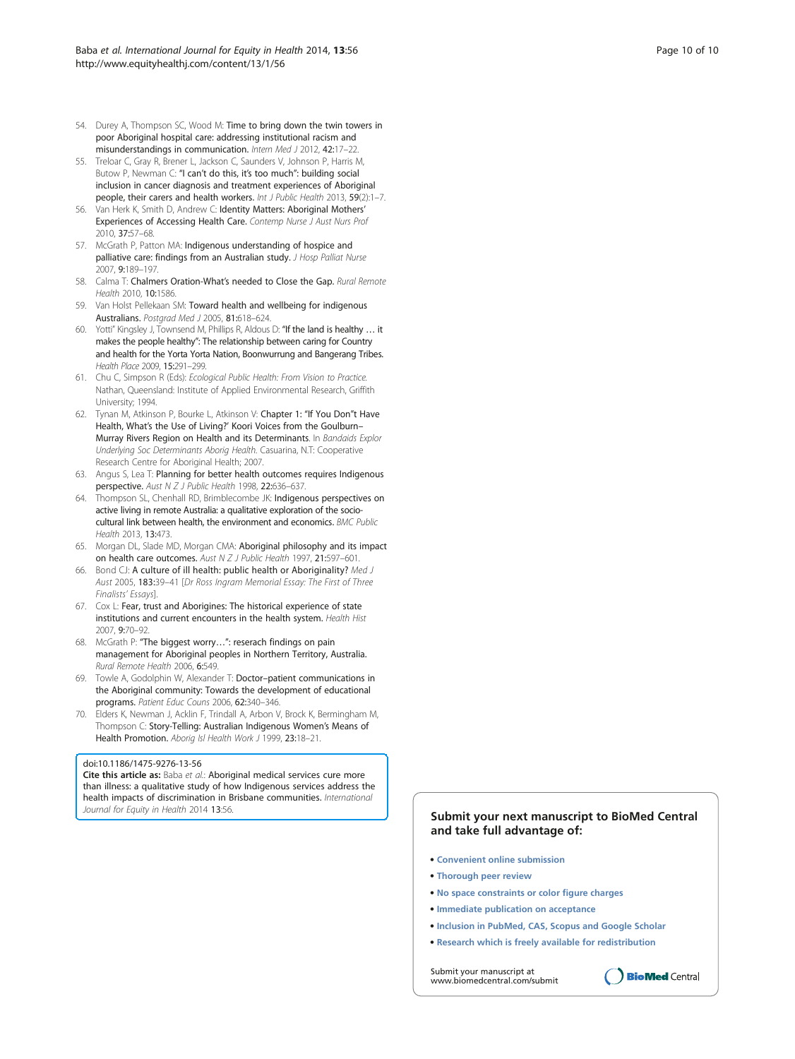54. Durey A, Thompson SC, Wood M: **Time to bring down the twin towers in poor Aboriginal hospital care: addressing institutional racism and misunderstandings in communication.** *Intern Med J* 2012, **42:**17–22.
55. Treloar C, Gray R, Brener L, Jackson C, Saunders V, Johnson P, Harris M, Butow P, Newman C: **"I can't do this, it's too much": building social inclusion in cancer diagnosis and treatment experiences of Aboriginal people, their carers and health workers.** *Int J Public Health* 2013, **59**(2):1–7.
56. Van Herk K, Smith D, Andrew C: **Identity Matters: Aboriginal Mothers' Experiences of Accessing Health Care.** *Contemp Nurse J Aust Nurs Prof* 2010, **37:**57–68.
57. McGrath P, Patton MA: **Indigenous understanding of hospice and palliative care: findings from an Australian study.** *J Hosp Palliat Nurse* 2007, **9:**189–197.
58. Calma T: **Chalmers Oration-What's needed to Close the Gap.** *Rural Remote Health* 2010, **10:**1586.
59. Van Holst Pellekaan SM: **Toward health and wellbeing for indigenous Australians.** *Postgrad Med J* 2005, **81:**618–624.
60. Yotti" Kingsley J, Townsend M, Phillips R, Aldous D: **"If the land is healthy … it makes the people healthy": The relationship between caring for Country and health for the Yorta Yorta Nation, Boonwurrung and Bangerang Tribes.** *Health Place* 2009, **15:**291–299.
61. Chu C, Simpson R (Eds): *Ecological Public Health: From Vision to Practice.* Nathan, Queensland: Institute of Applied Environmental Research, Griffith University; 1994.
62. Tynan M, Atkinson P, Bourke L, Atkinson V: **Chapter 1: "If You Don"t Have Health, What's the Use of Living?' Koori Voices from the Goulburn–Murray Rivers Region on Health and its Determinants.** In *Bandaids Explor Underlying Soc Determinants Aborig Health.* Casuarina, N.T: Cooperative Research Centre for Aboriginal Health; 2007.
63. Angus S, Lea T: **Planning for better health outcomes requires Indigenous perspective.** *Aust N Z J Public Health* 1998, **22:**636–637.
64. Thompson SL, Chenhall RD, Brimblecombe JK: **Indigenous perspectives on active living in remote Australia: a qualitative exploration of the socio-cultural link between health, the environment and economics.** *BMC Public Health* 2013, **13:**473.
65. Morgan DL, Slade MD, Morgan CMA: **Aboriginal philosophy and its impact on health care outcomes.** *Aust N Z J Public Health* 1997, **21:**597–601.
66. Bond CJ: **A culture of ill health: public health or Aboriginality?** *Med J Aust* 2005, **183:**39–41 [*Dr Ross Ingram Memorial Essay: The First of Three Finalists' Essays*].
67. Cox L: **Fear, trust and Aborigines: The historical experience of state institutions and current encounters in the health system.** *Health Hist* 2007, **9:**70–92.
68. McGrath P: **"The biggest worry…": reserach findings on pain management for Aboriginal peoples in Northern Territory, Australia.** *Rural Remote Health* 2006, **6:**549.
69. Towle A, Godolphin W, Alexander T: **Doctor–patient communications in the Aboriginal community: Towards the development of educational programs.** *Patient Educ Couns* 2006, **62:**340–346.
70. Elders K, Newman J, Acklin F, Trindall A, Arbon V, Brock K, Bermingham M, Thompson C: **Story-Telling: Australian Indigenous Women's Means of Health Promotion.** *Aborig Isl Health Work J* 1999, **23:**18–21.

doi:10.1186/1475-9276-13-56

**Cite this article as:** Baba *et al.*: Aboriginal medical services cure more than illness: a qualitative study of how Indigenous services address the health impacts of discrimination in Brisbane communities. *International Journal for Equity in Health* 2014 **13**:56.

**Submit your next manuscript to BioMed Central and take full advantage of:**

- **Convenient online submission**
- **Thorough peer review**
- **No space constraints or color figure charges**
- **Immediate publication on acceptance**
- **Inclusion in PubMed, CAS, Scopus and Google Scholar**
- **Research which is freely available for redistribution**

Submit your manuscript at www.biomedcentral.com/submit

BioMed Central